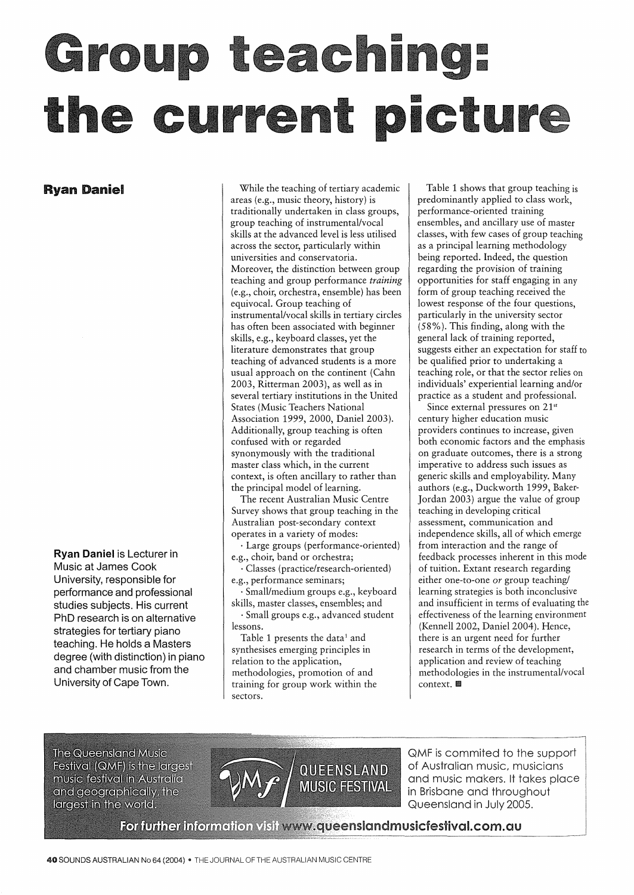# Group teaching: the current picture

**Ryan Daniel**

**Ryan Daniel** is Lecturer in Music at James Cook University, responsible for performance and professional studies subjects. His current PhD research is on alternative strategies for tertiary piano teaching. He holds a Masters degree (with distinction) in piano and chamber music from the University of Cape Town.

While the teaching of tertiary academic areas (e.g., music theory, history) is traditionally undertaken in class groups, group teaching of instrumental/vocal skills at the advanced level is less utilised across the sector, particularly within universities and conservatoria. Moreover, the distinction between group teaching and group performance *training* (e.g., choir, orchestra, ensemble) has been equivocal. Group teaching of instrumental/vocal skills in tertiary circles has often been associated with beginner skills, e.g., keyboard classes, yet the literature demonstrates that group teaching of advanced students is a more usual approach on the continent (Cahn 2003, Ritterman 2003), as well as in several tertiary institutions in the United States (Music Teachers National Association 1999, 2000, Daniel 2003). Additionally, group teaching is often confused with or regarded synonymously with the traditional master class which, in the current context, is often ancillary to rather than the principal model of learning.

The recent Australian Music Centre Survey shows that group teaching in the Australian post-secondary context operates in a variety of modes:

- Large groups (performance-oriented) e.g., choir, band or orchestra;
- Classes (practice/research-oriented) e.g., performance seminars;
- Small/medium groups e.g., keyboard skills, master classes, ensembles; and
- Small groups e.g., advanced student lessons.

Table 1 presents the data[1] and synthesises emerging principles in relation to the application, methodologies, promotion of and training for group work within the sectors.

Table 1 shows that group teaching is predominantly applied to class work, performance-oriented training ensembles, and ancillary use of master classes, with few cases of group teaching as a principal learning methodology being reported. Indeed, the question regarding the provision of training opportunities for staff engaging in any form of group teaching received the lowest response of the four questions, particularly in the university sector (58%). This finding, along with the general lack of training reported, suggests either an expectation for staff to be qualified prior to undertaking a teaching role, or that the sector relies on individuals' experiential learning and/or practice as a student and professional.

Since external pressures on 21st century higher education music providers continues to increase, given both economic factors and the emphasis on graduate outcomes, there is a strong imperative to address such issues as generic skills and employability. Many authors (e.g., Duckworth 1999, Baker-Jordan 2003) argue the value of group teaching in developing critical assessment, communication and independence skills, all of which emerge from interaction and the range of feedback processes inherent in this mode of tuition. Extant research regarding either one-to-one *or* group teaching/learning strategies is both inconclusive and insufficient in terms of evaluating the effectiveness of the learning environment (Kennell 2002, Daniel 2004). Hence, there is an urgent need for further research in terms of the development, application and review of teaching methodologies in the instrumental/vocal context. ■

The Queensland Music Festival (QMF) is the largest music festival in Australia and geographically, the largest in the world.

QUEENSLAND MUSIC FESTIVAL

QMF is commited to the support of Australian music, musicians and music makers. It takes place in Brisbane and throughout Queensland in July 2005.

For further information visit www.queenslandmusicfestival.com.au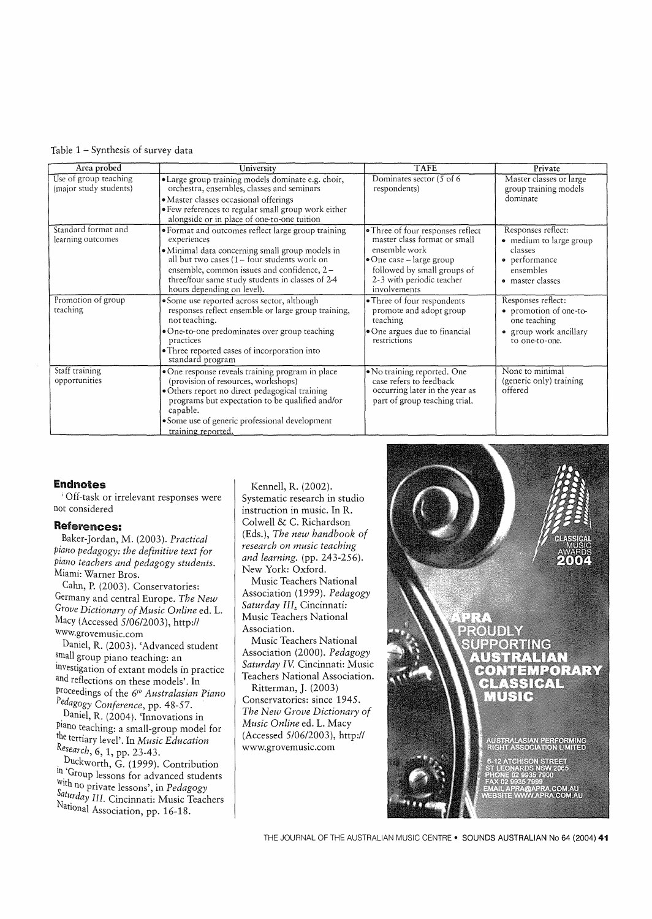Table 1 – Synthesis of survey data

| Area probed | University | TAFE | Private |
|---|---|---|---|
| Use of group teaching (major study students) | • Large group training models dominate e.g. choir, orchestra, ensembles, classes and seminars<br>• Master classes occasional offerings<br>• Few references to regular small group work either alongside or in place of one-to-one tuition | Dominates sector (5 of 6 respondents) | Master classes or large group training models dominate |
| Standard format and learning outcomes | • Format and outcomes reflect large group training experiences<br>• Minimal data concerning small group models in all but two cases (1 – four students work on ensemble, common issues and confidence, 2 – three/four same study students in classes of 2-4 hours depending on level). | • Three of four responses reflect master class format or small ensemble work<br>• One case – large group followed by small groups of 2-3 with periodic teacher involvements | Responses reflect:<br>• medium to large group classes<br>• performance ensembles<br>• master classes |
| Promotion of group teaching | • Some use reported across sector, although responses reflect ensemble or large group training, not teaching.<br>• One-to-one predominates over group teaching practices<br>• Three reported cases of incorporation into standard program | • Three of four respondents promote and adopt group teaching<br>• One argues due to financial restrictions | Responses reflect:<br>• promotion of one-to-one teaching<br>• group work ancillary to one-to-one. |
| Staff training opportunities | • One response reveals training program in place (provision of resources, workshops)<br>• Others report no direct pedagogical training programs but expectation to be qualified and/or capable.<br>• Some use of generic professional development training reported. | • No training reported. One case refers to feedback occurring later in the year as part of group teaching trial. | None to minimal (generic only) training offered |

## Endnotes

[i] Off-task or irrelevant responses were not considered

## References:

Baker-Jordan, M. (2003). *Practical piano pedagogy: the definitive text for piano teachers and pedagogy students.* Miami: Warner Bros.

Cahn, P. (2003). Conservatories: Germany and central Europe. *The New Grove Dictionary of Music Online* ed. L. Macy (Accessed 5/06/2003), http://www.grovemusic.com

Daniel, R. (2003). 'Advanced student small group piano teaching: an investigation of extant models in practice and reflections on these models'. In Proceedings of the 6th Australasian Piano Pedagogy Conference, pp. 48-57.

Daniel, R. (2004). 'Innovations in piano teaching: a small-group model for the tertiary level'. In *Music Education Research*, 6, 1, pp. 23-43.

Duckworth, G. (1999). Contribution in 'Group lessons for advanced students with no private lessons', in *Pedagogy Saturday III*. Cincinnati: Music Teachers National Association, pp. 16-18.

Kennell, R. (2002). Systematic research in studio instruction in music. In R. Colwell & C. Richardson (Eds.), *The new handbook of research on music teaching and learning.* (pp. 243-256). New York: Oxford.

Music Teachers National Association (1999). *Pedagogy Saturday III*. Cincinnati: Music Teachers National Association.

Music Teachers National Association (2000). *Pedagogy Saturday IV.* Cincinnati: Music Teachers National Association.

Ritterman, J. (2003) Conservatories: since 1945. *The New Grove Dictionary of Music Online* ed. L. Macy (Accessed 5/06/2003), http://www.grovemusic.com

CLASSICAL MUSIC AWARDS 2004

APRA PROUDLY SUPPORTING AUSTRALIAN CONTEMPORARY CLASSICAL MUSIC

AUSTRALASIAN PERFORMING RIGHT ASSOCIATION LIMITED
6-12 ATCHISON STREET
ST LEONARDS NSW 2065
PHONE 02 9935 7900
FAX 02 9935 7999
EMAIL APRA@APRA.COM.AU
WEBSITE WWW.APRA.COM.AU